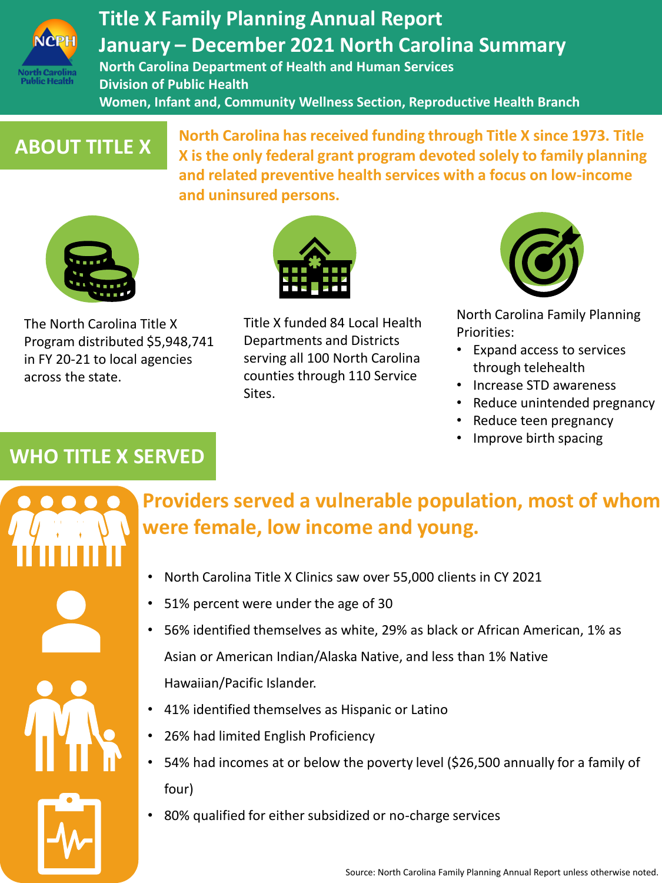# Title X Family Planning Annual Report

# January – December 2021 North Carolina Summary

**North Carolina Department of Health and Human Services**
**Division of Public Health**
**Women, Infant and, Community Wellness Section, Reproductive Health Branch**

## ABOUT TITLE X

**North Carolina has received funding through Title X since 1973. Title X is the only federal grant program devoted solely to family planning and related preventive health services with a focus on low-income and uninsured persons.**

The North Carolina Title X Program distributed $5,948,741 in FY 20-21 to local agencies across the state.

Title X funded 84 Local Health Departments and Districts serving all 100 North Carolina counties through 110 Service Sites.

North Carolina Family Planning Priorities:

- Expand access to services through telehealth
- Increase STD awareness
- Reduce unintended pregnancy
- Reduce teen pregnancy
- Improve birth spacing

## WHO TITLE X SERVED

**Providers served a vulnerable population, most of whom were female, low income and young.**

- North Carolina Title X Clinics saw over 55,000 clients in CY 2021
- 51% percent were under the age of 30
- 56% identified themselves as white, 29% as black or African American, 1% as Asian or American Indian/Alaska Native, and less than 1% Native Hawaiian/Pacific Islander.
- 41% identified themselves as Hispanic or Latino
- 26% had limited English Proficiency
- 54% had incomes at or below the poverty level ($26,500 annually for a family of four)
- 80% qualified for either subsidized or no-charge services

Source: North Carolina Family Planning Annual Report unless otherwise noted.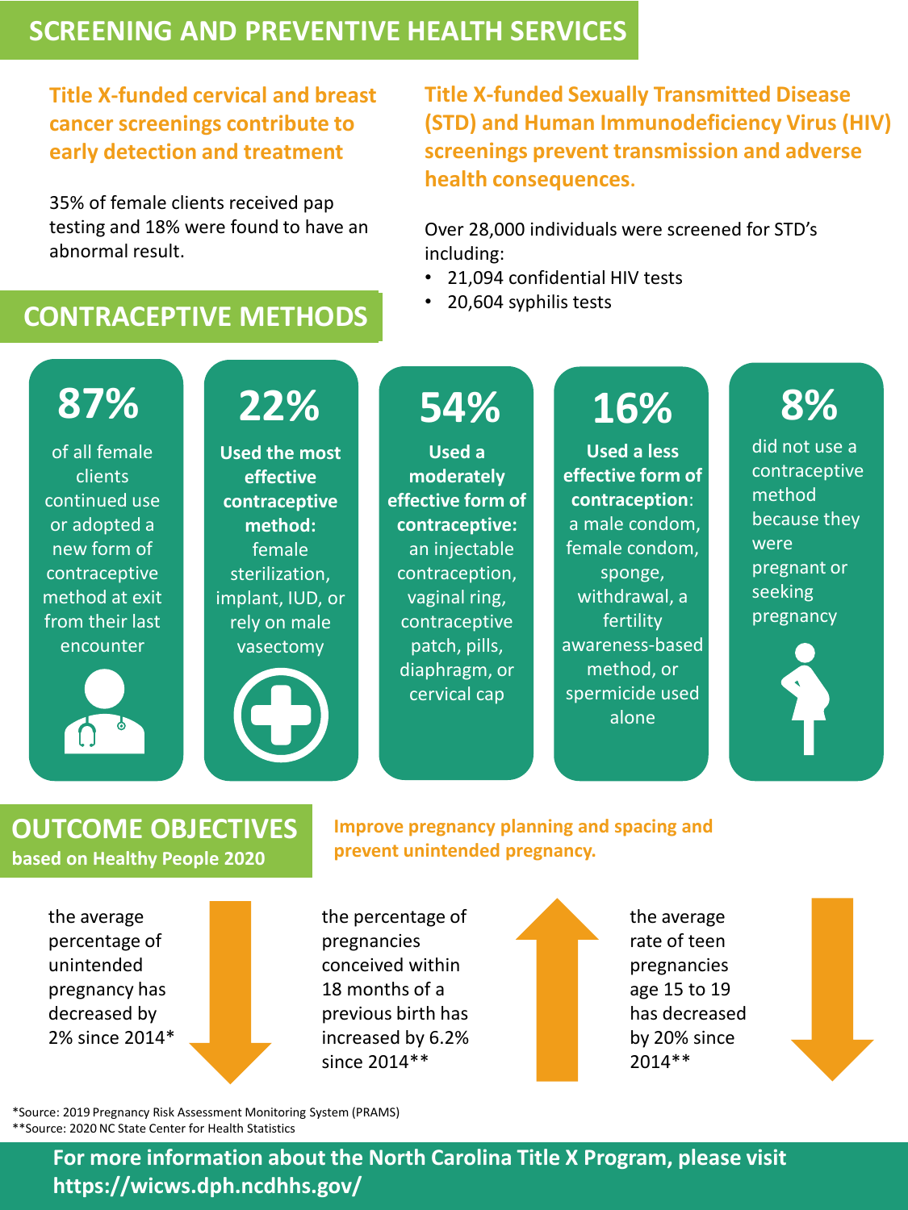## SCREENING AND PREVENTIVE HEALTH SERVICES

### Title X-funded cervical and breast cancer screenings contribute to early detection and treatment

35% of female clients received pap testing and 18% were found to have an abnormal result.

### Title X-funded Sexually Transmitted Disease (STD) and Human Immunodeficiency Virus (HIV) screenings prevent transmission and adverse health consequences.

Over 28,000 individuals were screened for STD's including:

- 21,094 confidential HIV tests
- 20,604 syphilis tests

## CONTRACEPTIVE METHODS

**87%**

of all female clients continued use or adopted a new form of contraceptive method at exit from their last encounter

**22%**

**Used the most effective contraceptive method:** female sterilization, implant, IUD, or rely on male vasectomy

**54%**

**Used a moderately effective form of contraceptive:** an injectable contraception, vaginal ring, contraceptive patch, pills, diaphragm, or cervical cap

**16%**

**Used a less effective form of contraception:** a male condom, female condom, sponge, withdrawal, a fertility awareness-based method, or spermicide used alone

**8%**

did not use a contraceptive method because they were pregnant or seeking pregnancy

## OUTCOME OBJECTIVES

**based on Healthy People 2020**

**Improve pregnancy planning and spacing and prevent unintended pregnancy.**

the average percentage of unintended pregnancy has decreased by 2% since 2014*

the percentage of pregnancies conceived within 18 months of a previous birth has increased by 6.2% since 2014**

the average rate of teen pregnancies age 15 to 19 has decreased by 20% since 2014**

*Source: 2019 Pregnancy Risk Assessment Monitoring System (PRAMS)
**Source: 2020 NC State Center for Health Statistics

**For more information about the North Carolina Title X Program, please visit https://wicws.dph.ncdhhs.gov/**